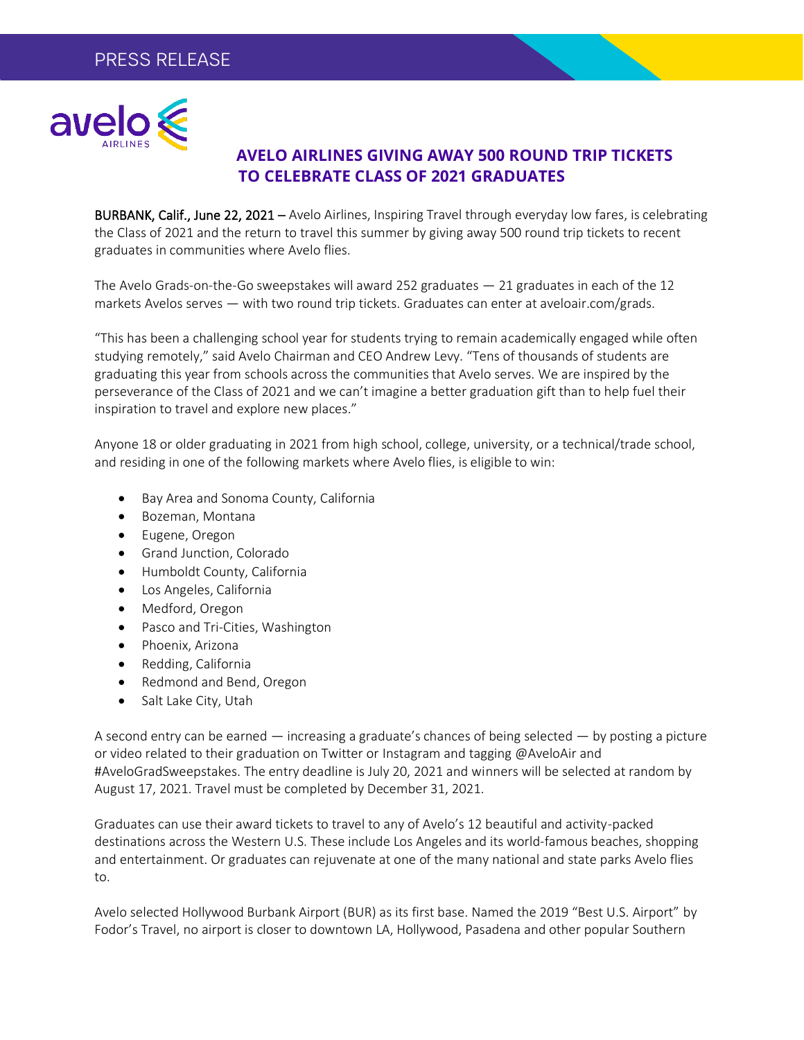PRESS RELEASE

# AVELO AIRLINES GIVING AWAY 500 ROUND TRIP TICKETS TO CELEBRATE CLASS OF 2021 GRADUATES

BURBANK, Calif., June 22, 2021 – Avelo Airlines, Inspiring Travel through everyday low fares, is celebrating the Class of 2021 and the return to travel this summer by giving away 500 round trip tickets to recent graduates in communities where Avelo flies.

The Avelo Grads-on-the-Go sweepstakes will award 252 graduates — 21 graduates in each of the 12 markets Avelos serves — with two round trip tickets. Graduates can enter at aveloair.com/grads.

"This has been a challenging school year for students trying to remain academically engaged while often studying remotely," said Avelo Chairman and CEO Andrew Levy. "Tens of thousands of students are graduating this year from schools across the communities that Avelo serves. We are inspired by the perseverance of the Class of 2021 and we can't imagine a better graduation gift than to help fuel their inspiration to travel and explore new places."

Anyone 18 or older graduating in 2021 from high school, college, university, or a technical/trade school, and residing in one of the following markets where Avelo flies, is eligible to win:

- Bay Area and Sonoma County, California
- Bozeman, Montana
- Eugene, Oregon
- Grand Junction, Colorado
- Humboldt County, California
- Los Angeles, California
- Medford, Oregon
- Pasco and Tri-Cities, Washington
- Phoenix, Arizona
- Redding, California
- Redmond and Bend, Oregon
- Salt Lake City, Utah

A second entry can be earned — increasing a graduate's chances of being selected — by posting a picture or video related to their graduation on Twitter or Instagram and tagging @AveloAir and #AveloGradSweepstakes. The entry deadline is July 20, 2021 and winners will be selected at random by August 17, 2021. Travel must be completed by December 31, 2021.

Graduates can use their award tickets to travel to any of Avelo's 12 beautiful and activity-packed destinations across the Western U.S. These include Los Angeles and its world-famous beaches, shopping and entertainment. Or graduates can rejuvenate at one of the many national and state parks Avelo flies to.

Avelo selected Hollywood Burbank Airport (BUR) as its first base. Named the 2019 "Best U.S. Airport" by Fodor's Travel, no airport is closer to downtown LA, Hollywood, Pasadena and other popular Southern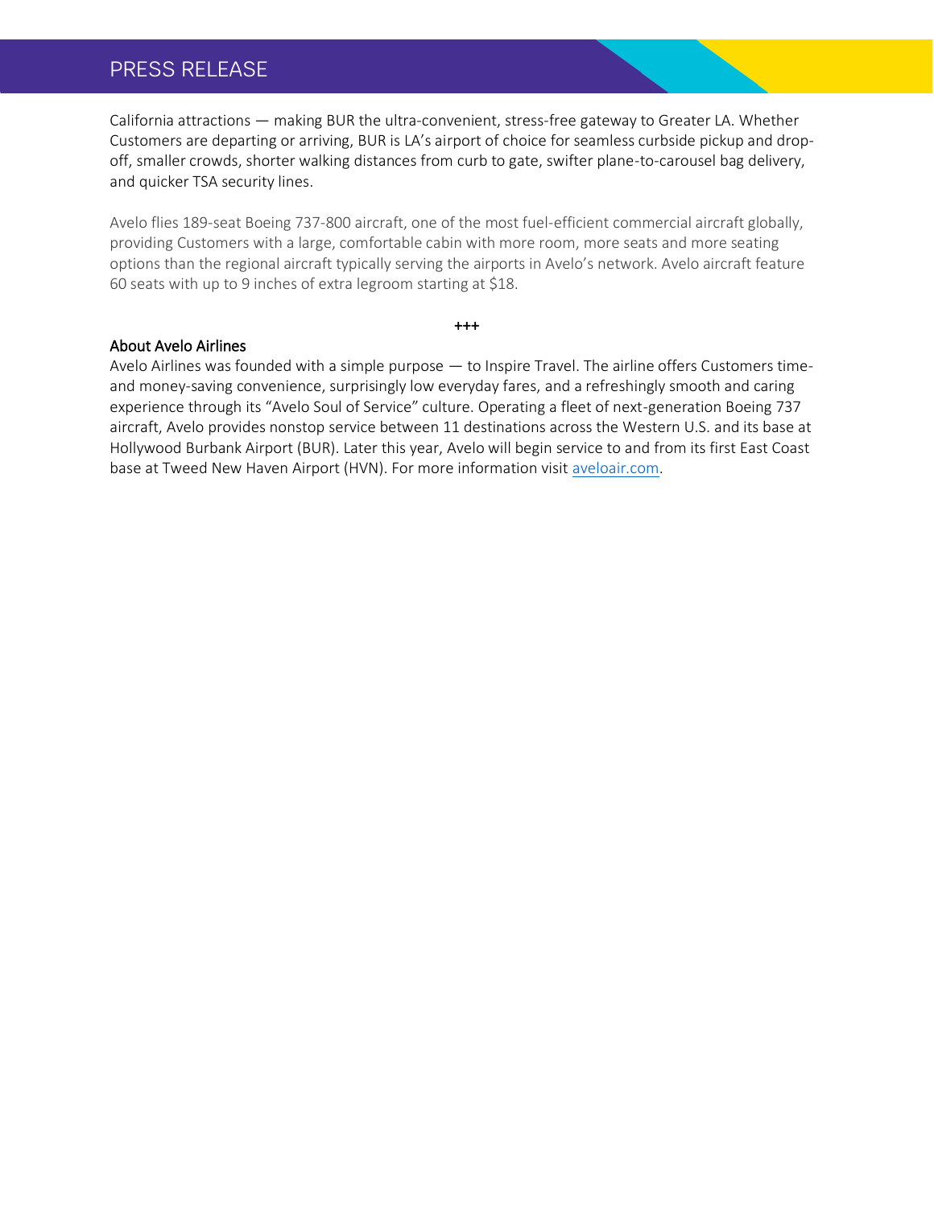California attractions — making BUR the ultra-convenient, stress-free gateway to Greater LA. Whether Customers are departing or arriving, BUR is LA's airport of choice for seamless curbside pickup and drop-off, smaller crowds, shorter walking distances from curb to gate, swifter plane-to-carousel bag delivery, and quicker TSA security lines.

Avelo flies 189-seat Boeing 737-800 aircraft, one of the most fuel-efficient commercial aircraft globally, providing Customers with a large, comfortable cabin with more room, more seats and more seating options than the regional aircraft typically serving the airports in Avelo's network. Avelo aircraft feature 60 seats with up to 9 inches of extra legroom starting at $18.

+++

## About Avelo Airlines

Avelo Airlines was founded with a simple purpose — to Inspire Travel. The airline offers Customers time- and money-saving convenience, surprisingly low everyday fares, and a refreshingly smooth and caring experience through its "Avelo Soul of Service" culture. Operating a fleet of next-generation Boeing 737 aircraft, Avelo provides nonstop service between 11 destinations across the Western U.S. and its base at Hollywood Burbank Airport (BUR). Later this year, Avelo will begin service to and from its first East Coast base at Tweed New Haven Airport (HVN). For more information visit [aveloair.com](aveloair.com).